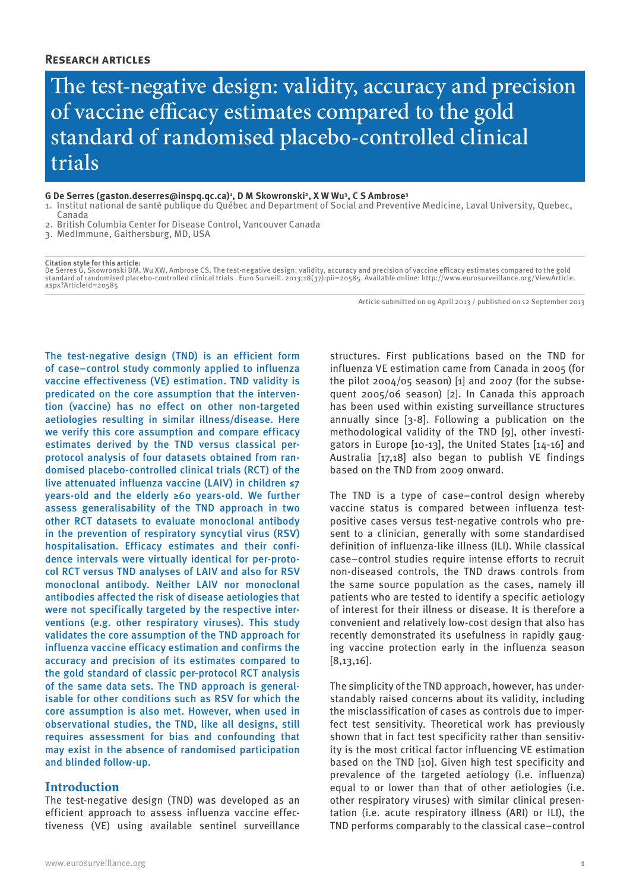Research articles

# The test-negative design: validity, accuracy and precision of vaccine efficacy estimates compared to the gold standard of randomised placebo-controlled clinical trials

**G De Serres (gaston.deserres@inspq.qc.ca)[1], D M Skowronski[2], X W Wu[3], C S Ambrose[3]**

1. Institut national de santé publique du Québec and Department of Social and Preventive Medicine, Laval University, Quebec, Canada
2. British Columbia Center for Disease Control, Vancouver Canada
3. MedImmune, Gaithersburg, MD, USA

**Citation style for this article:**
De Serres G, Skowronski DM, Wu XW, Ambrose CS. The test-negative design: validity, accuracy and precision of vaccine efficacy estimates compared to the gold standard of randomised placebo-controlled clinical trials . Euro Surveill. 2013;18(37):pii=20585. Available online: http://www.eurosurveillance.org/ViewArticle.aspx?ArticleId=20585

Article submitted on 09 April 2013 / published on 12 September 2013

The test-negative design (TND) is an efficient form of case–control study commonly applied to influenza vaccine effectiveness (VE) estimation. TND validity is predicated on the core assumption that the intervention (vaccine) has no effect on other non-targeted aetiologies resulting in similar illness/disease. Here we verify this core assumption and compare efficacy estimates derived by the TND versus classical per-protocol analysis of four datasets obtained from randomised placebo-controlled clinical trials (RCT) of the live attenuated influenza vaccine (LAIV) in children ≤7 years-old and the elderly ≥60 years-old. We further assess generalisability of the TND approach in two other RCT datasets to evaluate monoclonal antibody in the prevention of respiratory syncytial virus (RSV) hospitalisation. Efficacy estimates and their confidence intervals were virtually identical for per-protocol RCT versus TND analyses of LAIV and also for RSV monoclonal antibody. Neither LAIV nor monoclonal antibodies affected the risk of disease aetiologies that were not specifically targeted by the respective interventions (e.g. other respiratory viruses). This study validates the core assumption of the TND approach for influenza vaccine efficacy estimation and confirms the accuracy and precision of its estimates compared to the gold standard of classic per-protocol RCT analysis of the same data sets. The TND approach is generalisable for other conditions such as RSV for which the core assumption is also met. However, when used in observational studies, the TND, like all designs, still requires assessment for bias and confounding that may exist in the absence of randomised participation and blinded follow-up.

## Introduction

The test-negative design (TND) was developed as an efficient approach to assess influenza vaccine effectiveness (VE) using available sentinel surveillance structures. First publications based on the TND for influenza VE estimation came from Canada in 2005 (for the pilot 2004/05 season) [1] and 2007 (for the subsequent 2005/06 season) [2]. In Canada this approach has been used within existing surveillance structures annually since [3-8]. Following a publication on the methodological validity of the TND [9], other investigators in Europe [10-13], the United States [14-16] and Australia [17,18] also began to publish VE findings based on the TND from 2009 onward.

The TND is a type of case–control design whereby vaccine status is compared between influenza test-positive cases versus test-negative controls who present to a clinician, generally with some standardised definition of influenza-like illness (ILI). While classical case–control studies require intense efforts to recruit non-diseased controls, the TND draws controls from the same source population as the cases, namely ill patients who are tested to identify a specific aetiology of interest for their illness or disease. It is therefore a convenient and relatively low-cost design that also has recently demonstrated its usefulness in rapidly gauging vaccine protection early in the influenza season [8,13,16].

The simplicity of the TND approach, however, has understandably raised concerns about its validity, including the misclassification of cases as controls due to imperfect test sensitivity. Theoretical work has previously shown that in fact test specificity rather than sensitivity is the most critical factor influencing VE estimation based on the TND [10]. Given high test specificity and prevalence of the targeted aetiology (i.e. influenza) equal to or lower than that of other aetiologies (i.e. other respiratory viruses) with similar clinical presentation (i.e. acute respiratory illness (ARI) or ILI), the TND performs comparably to the classical case–control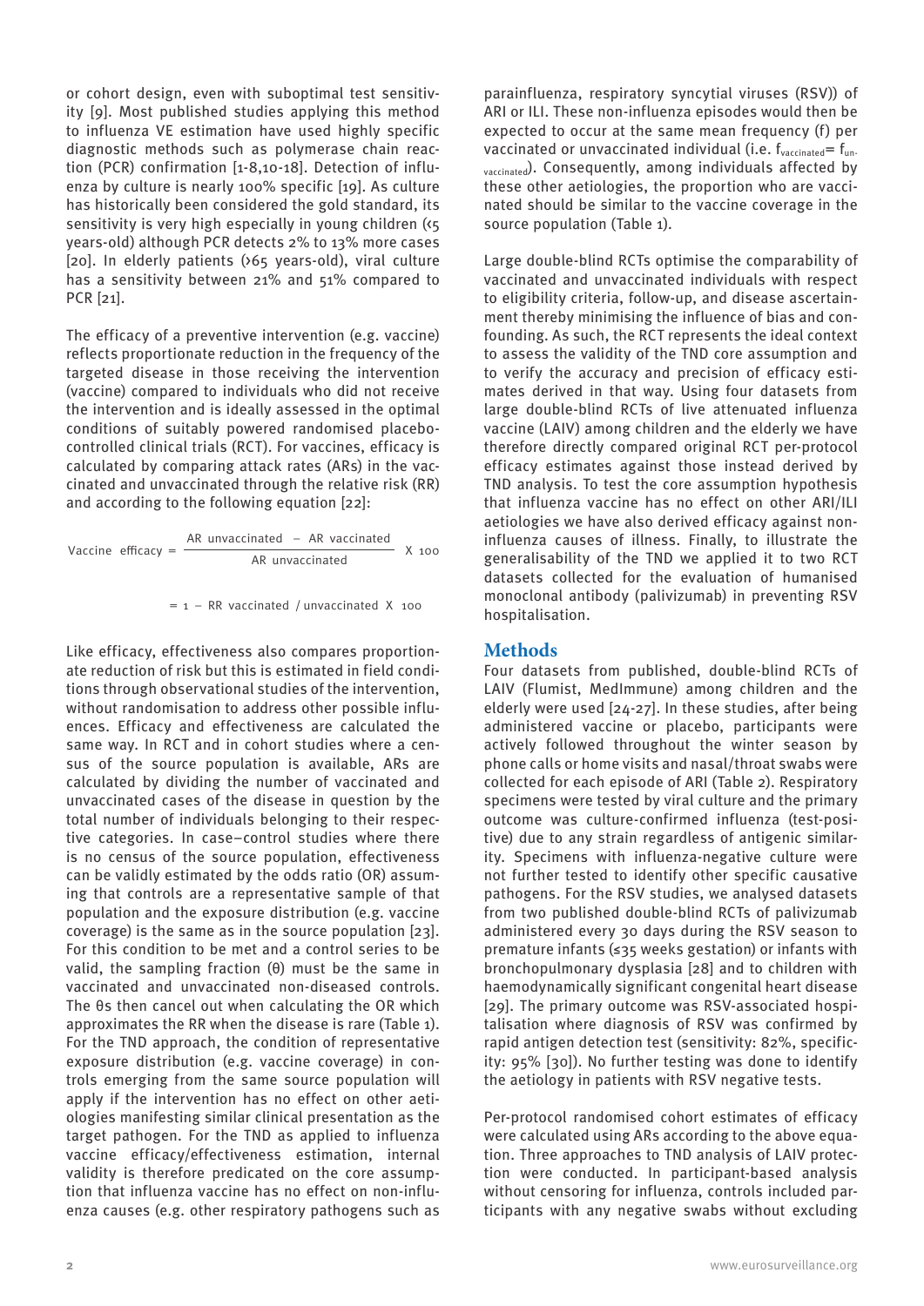or cohort design, even with suboptimal test sensitivity [9]. Most published studies applying this method to influenza VE estimation have used highly specific diagnostic methods such as polymerase chain reaction (PCR) confirmation [1-8,10-18]. Detection of influenza by culture is nearly 100% specific [19]. As culture has historically been considered the gold standard, its sensitivity is very high especially in young children (<5 years-old) although PCR detects 2% to 13% more cases [20]. In elderly patients (>65 years-old), viral culture has a sensitivity between 21% and 51% compared to PCR [21].

The efficacy of a preventive intervention (e.g. vaccine) reflects proportionate reduction in the frequency of the targeted disease in those receiving the intervention (vaccine) compared to individuals who did not receive the intervention and is ideally assessed in the optimal conditions of suitably powered randomised placebo-controlled clinical trials (RCT). For vaccines, efficacy is calculated by comparing attack rates (ARs) in the vaccinated and unvaccinated through the relative risk (RR) and according to the following equation [22]:

$$\text{Vaccine efficacy} = \frac{\text{AR unvaccinated} - \text{AR vaccinated}}{\text{AR unvaccinated}} \times 100$$

$$= 1 - \text{RR vaccinated / unvaccinated} \times 100$$

Like efficacy, effectiveness also compares proportionate reduction of risk but this is estimated in field conditions through observational studies of the intervention, without randomisation to address other possible influences. Efficacy and effectiveness are calculated the same way. In RCT and in cohort studies where a census of the source population is available, ARs are calculated by dividing the number of vaccinated and unvaccinated cases of the disease in question by the total number of individuals belonging to their respective categories. In case–control studies where there is no census of the source population, effectiveness can be validly estimated by the odds ratio (OR) assuming that controls are a representative sample of that population and the exposure distribution (e.g. vaccine coverage) is the same as in the source population [23]. For this condition to be met and a control series to be valid, the sampling fraction (θ) must be the same in vaccinated and unvaccinated non-diseased controls. The θs then cancel out when calculating the OR which approximates the RR when the disease is rare (Table 1). For the TND approach, the condition of representative exposure distribution (e.g. vaccine coverage) in controls emerging from the same source population will apply if the intervention has no effect on other aetiologies manifesting similar clinical presentation as the target pathogen. For the TND as applied to influenza vaccine efficacy/effectiveness estimation, internal validity is therefore predicated on the core assumption that influenza vaccine has no effect on non-influenza causes (e.g. other respiratory pathogens such as parainfluenza, respiratory syncytial viruses (RSV)) of ARI or ILI. These non-influenza episodes would then be expected to occur at the same mean frequency (f) per vaccinated or unvaccinated individual (i.e. $f_{vaccinated} = f_{unvaccinated}$). Consequently, among individuals affected by these other aetiologies, the proportion who are vaccinated should be similar to the vaccine coverage in the source population (Table 1).

Large double-blind RCTs optimise the comparability of vaccinated and unvaccinated individuals with respect to eligibility criteria, follow-up, and disease ascertainment thereby minimising the influence of bias and confounding. As such, the RCT represents the ideal context to assess the validity of the TND core assumption and to verify the accuracy and precision of efficacy estimates derived in that way. Using four datasets from large double-blind RCTs of live attenuated influenza vaccine (LAIV) among children and the elderly we have therefore directly compared original RCT per-protocol efficacy estimates against those instead derived by TND analysis. To test the core assumption hypothesis that influenza vaccine has no effect on other ARI/ILI aetiologies we have also derived efficacy against non-influenza causes of illness. Finally, to illustrate the generalisability of the TND we applied it to two RCT datasets collected for the evaluation of humanised monoclonal antibody (palivizumab) in preventing RSV hospitalisation.

## Methods

Four datasets from published, double-blind RCTs of LAIV (Flumist, MedImmune) among children and the elderly were used [24-27]. In these studies, after being administered vaccine or placebo, participants were actively followed throughout the winter season by phone calls or home visits and nasal/throat swabs were collected for each episode of ARI (Table 2). Respiratory specimens were tested by viral culture and the primary outcome was culture-confirmed influenza (test-positive) due to any strain regardless of antigenic similarity. Specimens with influenza-negative culture were not further tested to identify other specific causative pathogens. For the RSV studies, we analysed datasets from two published double-blind RCTs of palivizumab administered every 30 days during the RSV season to premature infants (≤35 weeks gestation) or infants with bronchopulmonary dysplasia [28] and to children with haemodynamically significant congenital heart disease [29]. The primary outcome was RSV-associated hospitalisation where diagnosis of RSV was confirmed by rapid antigen detection test (sensitivity: 82%, specificity: 95% [30]). No further testing was done to identify the aetiology in patients with RSV negative tests.

Per-protocol randomised cohort estimates of efficacy were calculated using ARs according to the above equation. Three approaches to TND analysis of LAIV protection were conducted. In participant-based analysis without censoring for influenza, controls included participants with any negative swabs without excluding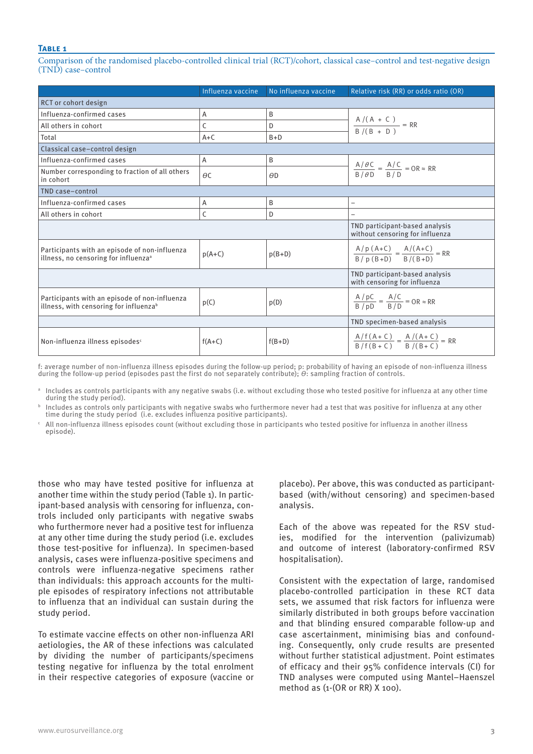**Table 1**

Comparison of the randomised placebo-controlled clinical trial (RCT)/cohort, classical case–control and test-negative design (TND) case–control

| | Influenza vaccine | No influenza vaccine | Relative risk (RR) or odds ratio (OR) |
|---|---|---|---|
| RCT or cohort design | | | |
| Influenza-confirmed cases | A | B | $\frac{A/(A+C)}{B/(B+D)} = RR$ |
| All others in cohort | C | D | |
| Total | A+C | B+D | |
| Classical case–control design | | | |
| Influenza-confirmed cases | A | B | $\frac{A/\theta C}{B/\theta D} = \frac{A/C}{B/D} = OR \approx RR$ |
| Number corresponding to fraction of all others in cohort | $\theta C$ | $\theta D$ | |
| TND case–control | | | |
| Influenza-confirmed cases | A | B | – |
| All others in cohort | C | D | – |
| | | | TND participant-based analysis without censoring for influenza |
| Participants with an episode of non-influenza illness, no censoring for influenza[a] | p(A+C) | p(B+D) | $\frac{A/p(A+C)}{B/p(B+D)} = \frac{A/(A+C)}{B/(B+D)} = RR$ |
| | | | TND participant-based analysis with censoring for influenza |
| Participants with an episode of non-influenza illness, with censoring for influenza[b] | p(C) | p(D) | $\frac{A/pC}{B/pD} = \frac{A/C}{B/D} = OR \approx RR$ |
| | | | TND specimen-based analysis |
| Non-influenza illness episodes[c] | f(A+C) | f(B+D) | $\frac{A/f(A+C)}{B/f(B+C)} = \frac{A/(A+C)}{B/(B+C)} = RR$ |

f: average number of non-influenza illness episodes during the follow-up period; p: probability of having an episode of non-influenza illness during the follow-up period (episodes past the first do not separately contribute); $\theta$: sampling fraction of controls.

[a] Includes as controls participants with any negative swabs (i.e. without excluding those who tested positive for influenza at any other time during the study period).

[b] Includes as controls only participants with negative swabs who furthermore never had a test that was positive for influenza at any other time during the study period (i.e. excludes influenza positive participants).

[c] All non-influenza illness episodes count (without excluding those in participants who tested positive for influenza in another illness episode).

those who may have tested positive for influenza at another time within the study period (Table 1). In participant-based analysis with censoring for influenza, controls included only participants with negative swabs who furthermore never had a positive test for influenza at any other time during the study period (i.e. excludes those test-positive for influenza). In specimen-based analysis, cases were influenza-positive specimens and controls were influenza-negative specimens rather than individuals: this approach accounts for the multiple episodes of respiratory infections not attributable to influenza that an individual can sustain during the study period.

To estimate vaccine effects on other non-influenza ARI aetiologies, the AR of these infections was calculated by dividing the number of participants/specimens testing negative for influenza by the total enrolment in their respective categories of exposure (vaccine or placebo). Per above, this was conducted as participant-based (with/without censoring) and specimen-based analysis.

Each of the above was repeated for the RSV studies, modified for the intervention (palivizumab) and outcome of interest (laboratory-confirmed RSV hospitalisation).

Consistent with the expectation of large, randomised placebo-controlled participation in these RCT data sets, we assumed that risk factors for influenza were similarly distributed in both groups before vaccination and that blinding ensured comparable follow-up and case ascertainment, minimising bias and confounding. Consequently, only crude results are presented without further statistical adjustment. Point estimates of efficacy and their 95% confidence intervals (CI) for TND analyses were computed using Mantel–Haenszel method as (1-(OR or RR) X 100).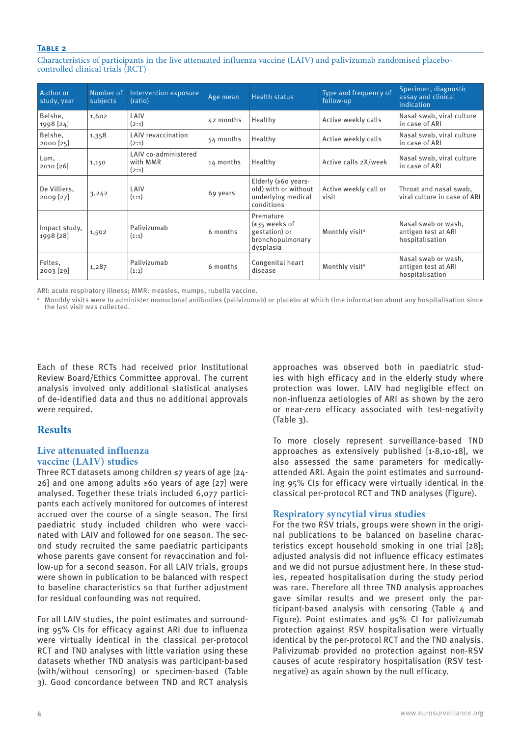**Table 2**

Characteristics of participants in the live attenuated influenza vaccine (LAIV) and palivizumab randomised placebo-controlled clinical trials (RCT)

| Author or study, year | Number of subjects | Intervention exposure (ratio) | Age mean | Health status | Type and frequency of follow-up | Specimen, diagnostic assay and clinical indication |
|---|---|---|---|---|---|---|
| Belshe, 1998 [24] | 1,602 | LAIV (2:1) | 42 months | Healthy | Active weekly calls | Nasal swab, viral culture in case of ARI |
| Belshe, 2000 [25] | 1,358 | LAIV revaccination (2:1) | 54 months | Healthy | Active weekly calls | Nasal swab, viral culture in case of ARI |
| Lum, 2010 [26] | 1,150 | LAIV co-administered with MMR (2:1) | 14 months | Healthy | Active calls 2X/week | Nasal swab, viral culture in case of ARI |
| De Villiers, 2009 [27] | 3,242 | LAIV (1:1) | 69 years | Elderly (≥60 years-old) with or without underlying medical conditions | Active weekly call or visit | Throat and nasal swab, viral culture in case of ARI |
| Impact study, 1998 [28] | 1,502 | Palivizumab (1:1) | 6 months | Premature (≤35 weeks of gestation) or bronchopulmonary dysplasia | Monthly visit[a] | Nasal swab or wash, antigen test at ARI hospitalisation |
| Feltes, 2003 [29] | 1,287 | Palivizumab (1:1) | 6 months | Congenital heart disease | Monthly visit[a] | Nasal swab or wash, antigen test at ARI hospitalisation |

ARI: acute respiratory illness; MMR: measles, mumps, rubella vaccine.

[a] Monthly visits were to administer monoclonal antibodies (palivizumab) or placebo at which time information about any hospitalisation since the last visit was collected.

Each of these RCTs had received prior Institutional Review Board/Ethics Committee approval. The current analysis involved only additional statistical analyses of de-identified data and thus no additional approvals were required.

## Results

### Live attenuated influenza vaccine (LAIV) studies

Three RCT datasets among children ≤7 years of age [24-26] and one among adults ≥60 years of age [27] were analysed. Together these trials included 6,077 participants each actively monitored for outcomes of interest accrued over the course of a single season. The first paediatric study included children who were vaccinated with LAIV and followed for one season. The second study recruited the same paediatric participants whose parents gave consent for revaccination and follow-up for a second season. For all LAIV trials, groups were shown in publication to be balanced with respect to baseline characteristics so that further adjustment for residual confounding was not required.

For all LAIV studies, the point estimates and surrounding 95% CIs for efficacy against ARI due to influenza were virtually identical in the classical per-protocol RCT and TND analyses with little variation using these datasets whether TND analysis was participant-based (with/without censoring) or specimen-based (Table 3). Good concordance between TND and RCT analysis approaches was observed both in paediatric studies with high efficacy and in the elderly study where protection was lower. LAIV had negligible effect on non-influenza aetiologies of ARI as shown by the zero or near-zero efficacy associated with test-negativity (Table 3).

To more closely represent surveillance-based TND approaches as extensively published [1-8,10-18], we also assessed the same parameters for medically-attended ARI. Again the point estimates and surrounding 95% CIs for efficacy were virtually identical in the classical per-protocol RCT and TND analyses (Figure).

### Respiratory syncytial virus studies

For the two RSV trials, groups were shown in the original publications to be balanced on baseline characteristics except household smoking in one trial [28]; adjusted analysis did not influence efficacy estimates and we did not pursue adjustment here. In these studies, repeated hospitalisation during the study period was rare. Therefore all three TND analysis approaches gave similar results and we present only the participant-based analysis with censoring (Table 4 and Figure). Point estimates and 95% CI for palivizumab protection against RSV hospitalisation were virtually identical by the per-protocol RCT and the TND analysis. Palivizumab provided no protection against non-RSV causes of acute respiratory hospitalisation (RSV test-negative) as again shown by the null efficacy.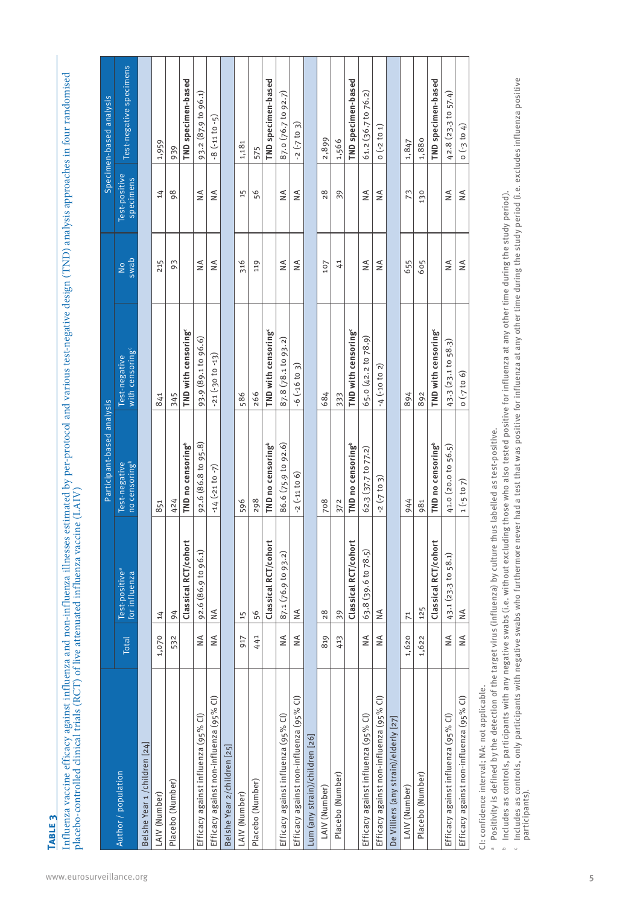**TABLE 3**

Influenza vaccine efficacy against influenza and non-influenza illnesses estimated by per-protocol and various test-negative design (TND) analysis approaches in four randomised placebo-controlled clinical trials (RCT) of live attenuated influenza vaccine (LAIV)

| Author / population | Participant-based analysis | | | | | Specimen-based analysis | |
|---|---|---|---|---|---|---|---|
| | Total | Test-positive[a] for influenza | Test-negative no censoring[b] | Test-negative with censoring[c] | No swab | Test-positive specimens | Test-negative specimens |
| **Belshe Year 1 /children [24]** | | | | | | | |
| LAIV (Number) | 1,070 | 14 | 851 | 841 | 215 | 14 | 1,959 |
| Placebo (Number) | 532 | 94 | 424 | 345 | 93 | 98 | 939 |
| | | **Classical RCT/cohort** | **TND no censoring[b]** | **TND with censoring[c]** | | | **TND specimen-based** |
| Efficacy against influenza (95% CI) | NA | 92.6 (86.9 to 96.1) | 92.6 (86.8 to 95.8) | 93.9 (89.1 to 96.6) | NA | NA | 93.2 (87.9 to 96.1) |
| Efficacy against non-influenza (95% CI) | NA | NA | -14 (-21 to -7) | -21 (-30 to -13) | NA | NA | -8 (-11 to -5) |
| **Belshe Year 2/children [25]** | | | | | | | |
| LAIV (Number) | 917 | 15 | 596 | 586 | 316 | 15 | 1,181 |
| Placebo (Number) | 441 | 56 | 298 | 266 | 119 | 56 | 575 |
| | | **Classical RCT/cohort** | **TND no censoring[b]** | **TND with censoring[c]** | | | **TND specimen-based** |
| Efficacy against influenza (95% CI) | NA | 87.1 (76.9 to 93.2) | 86.6 (75.9 to 92.6) | 87.8 (78.1 to 93.2) | NA | NA | 87.0 (76.7 to 92.7) |
| Efficacy against non-influenza (95% CI) | NA | NA | -2 (-11 to 6) | -6 (-16 to 3) | NA | NA | -2 (-7 to 3) |
| **Lum (any strain)/children [26]** | | | | | | | |
| LAIV (Number) | 819 | 28 | 708 | 684 | 107 | 28 | 2,899 |
| Placebo (Number) | 413 | 39 | 372 | 333 | 41 | 39 | 1,566 |
| | | **Classical RCT/cohort** | **TND no censoring[b]** | **TND with censoring[c]** | | | **TND specimen-based** |
| Efficacy against influenza (95% CI) | NA | 63.8 (39.6 to 78.5) | 62.3 (37.7 to 77.2) | 65.0 (42.2 to 78.9) | NA | NA | 61.2 (36.7 to 76.2) |
| Efficacy against non-influenza (95% CI) | NA | NA | -2 (-7 to 3) | -4 (-10 to 2) | NA | NA | 0 (-2 to 1) |
| **De Villiers (any strain)/elderly [27]** | | | | | | | |
| LAIV (Number) | 1,620 | 71 | 944 | 894 | 655 | 73 | 1,847 |
| Placebo (Number) | 1,622 | 125 | 981 | 892 | 605 | 130 | 1,880 |
| | | **Classical RCT/cohort** | **TND no censoring[b]** | **TND with censoring[c]** | | | **TND specimen-based** |
| Efficacy against influenza (95% CI) | NA | 43.1 (23.3 to 58.1) | 41.0 (20.0 to 56.5) | 43.3 (23.1 to 58.3) | NA | NA | 42.8 (23.3 to 57.4) |
| Efficacy against non-influenza (95% CI) | NA | NA | 1 (-5 to 7) | 0 (-7 to 6) | NA | NA | 0 (-3 to 4) |

CI: confidence interval; NA: not applicable.

[a] Positivity is defined by the detection of the target virus (influenza) by culture thus labelled as test-positive.

[b] Includes as controls, participants with any negative swabs (i.e. without excluding those who also tested positive for influenza at any other time during the study period).

[c] Includes as controls, only participants with negative swabs who furthermore never had a test that was positive for influenza at any other time during the study period (i.e. excludes influenza positive participants).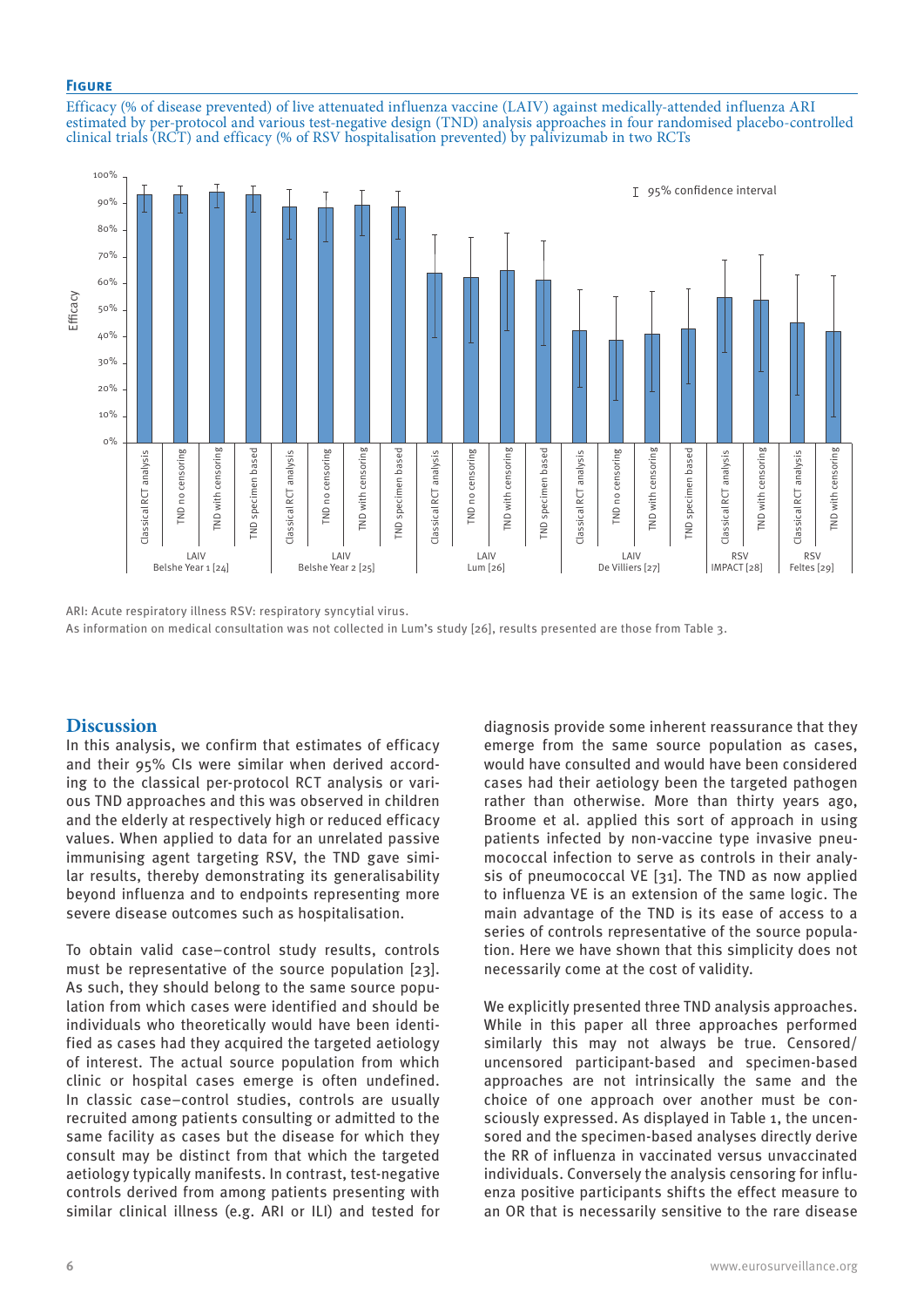**Figure**

Efficacy (% of disease prevented) of live attenuated influenza vaccine (LAIV) against medically-attended influenza ARI estimated by per-protocol and various test-negative design (TND) analysis approaches in four randomised placebo-controlled clinical trials (RCT) and efficacy (% of RSV hospitalisation prevented) by palivizumab in two RCTs

ARI: Acute respiratory illness RSV: respiratory syncytial virus.

As information on medical consultation was not collected in Lum's study [26], results presented are those from Table 3.

## Discussion

In this analysis, we confirm that estimates of efficacy and their 95% CIs were similar when derived according to the classical per-protocol RCT analysis or various TND approaches and this was observed in children and the elderly at respectively high or reduced efficacy values. When applied to data for an unrelated passive immunising agent targeting RSV, the TND gave similar results, thereby demonstrating its generalisability beyond influenza and to endpoints representing more severe disease outcomes such as hospitalisation.

To obtain valid case–control study results, controls must be representative of the source population [23]. As such, they should belong to the same source population from which cases were identified and should be individuals who theoretically would have been identified as cases had they acquired the targeted aetiology of interest. The actual source population from which clinic or hospital cases emerge is often undefined. In classic case–control studies, controls are usually recruited among patients consulting or admitted to the same facility as cases but the disease for which they consult may be distinct from that which the targeted aetiology typically manifests. In contrast, test-negative controls derived from among patients presenting with similar clinical illness (e.g. ARI or ILI) and tested for diagnosis provide some inherent reassurance that they emerge from the same source population as cases, would have consulted and would have been considered cases had their aetiology been the targeted pathogen rather than otherwise. More than thirty years ago, Broome et al. applied this sort of approach in using patients infected by non-vaccine type invasive pneumococcal infection to serve as controls in their analysis of pneumococcal VE [31]. The TND as now applied to influenza VE is an extension of the same logic. The main advantage of the TND is its ease of access to a series of controls representative of the source population. Here we have shown that this simplicity does not necessarily come at the cost of validity.

We explicitly presented three TND analysis approaches. While in this paper all three approaches performed similarly this may not always be true. Censored/uncensored participant-based and specimen-based approaches are not intrinsically the same and the choice of one approach over another must be consciously expressed. As displayed in Table 1, the uncensored and the specimen-based analyses directly derive the RR of influenza in vaccinated versus unvaccinated individuals. Conversely the analysis censoring for influenza positive participants shifts the effect measure to an OR that is necessarily sensitive to the rare disease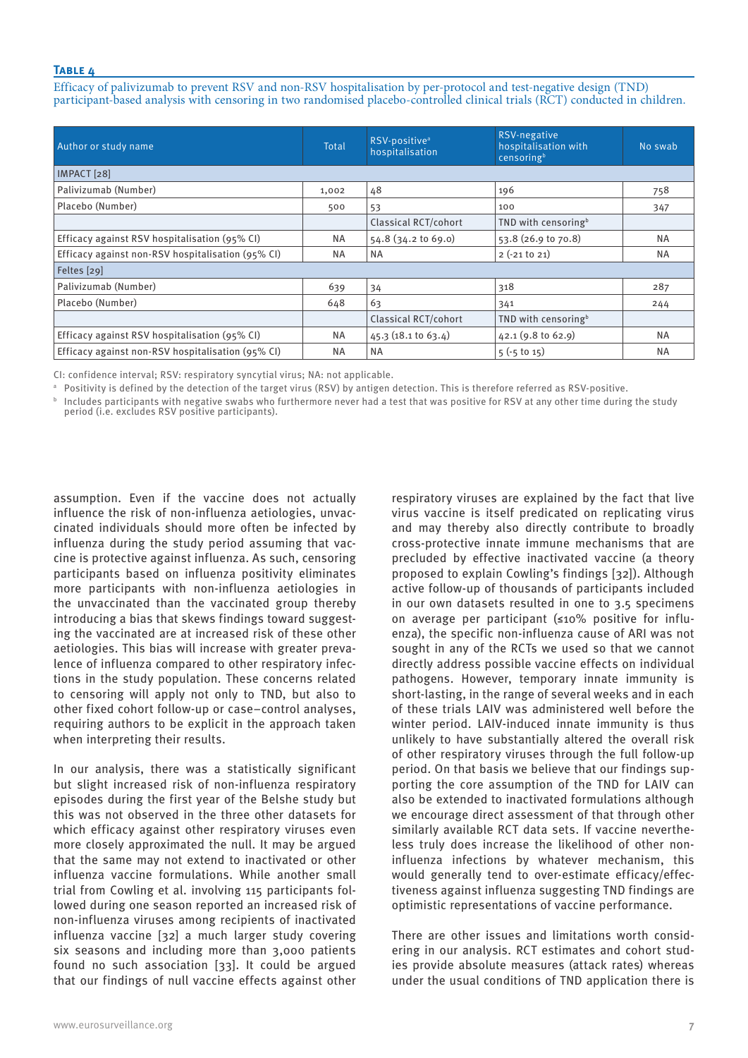**Table 4**

Efficacy of palivizumab to prevent RSV and non-RSV hospitalisation by per-protocol and test-negative design (TND) participant-based analysis with censoring in two randomised placebo-controlled clinical trials (RCT) conducted in children.

| Author or study name | Total | RSV-positive[a] hospitalisation | RSV-negative hospitalisation with censoring[b] | No swab |
|---|---|---|---|---|
| IMPACT [28] | | | | |
| Palivizumab (Number) | 1,002 | 48 | 196 | 758 |
| Placebo (Number) | 500 | 53 | 100 | 347 |
| | | Classical RCT/cohort | TND with censoring[b] | |
| Efficacy against RSV hospitalisation (95% CI) | NA | 54.8 (34.2 to 69.0) | 53.8 (26.9 to 70.8) | NA |
| Efficacy against non-RSV hospitalisation (95% CI) | NA | NA | 2 (-21 to 21) | NA |
| Feltes [29] | | | | |
| Palivizumab (Number) | 639 | 34 | 318 | 287 |
| Placebo (Number) | 648 | 63 | 341 | 244 |
| | | Classical RCT/cohort | TND with censoring[b] | |
| Efficacy against RSV hospitalisation (95% CI) | NA | 45.3 (18.1 to 63.4) | 42.1 (9.8 to 62.9) | NA |
| Efficacy against non-RSV hospitalisation (95% CI) | NA | NA | 5 (-5 to 15) | NA |

CI: confidence interval; RSV: respiratory syncytial virus; NA: not applicable.

[a] Positivity is defined by the detection of the target virus (RSV) by antigen detection. This is therefore referred as RSV-positive.

[b] Includes participants with negative swabs who furthermore never had a test that was positive for RSV at any other time during the study period (i.e. excludes RSV positive participants).

assumption. Even if the vaccine does not actually influence the risk of non-influenza aetiologies, unvaccinated individuals should more often be infected by influenza during the study period assuming that vaccine is protective against influenza. As such, censoring participants based on influenza positivity eliminates more participants with non-influenza aetiologies in the unvaccinated than the vaccinated group thereby introducing a bias that skews findings toward suggesting the vaccinated are at increased risk of these other aetiologies. This bias will increase with greater prevalence of influenza compared to other respiratory infections in the study population. These concerns related to censoring will apply not only to TND, but also to other fixed cohort follow-up or case–control analyses, requiring authors to be explicit in the approach taken when interpreting their results.

In our analysis, there was a statistically significant but slight increased risk of non-influenza respiratory episodes during the first year of the Belshe study but this was not observed in the three other datasets for which efficacy against other respiratory viruses even more closely approximated the null. It may be argued that the same may not extend to inactivated or other influenza vaccine formulations. While another small trial from Cowling et al. involving 115 participants followed during one season reported an increased risk of non-influenza viruses among recipients of inactivated influenza vaccine [32] a much larger study covering six seasons and including more than 3,000 patients found no such association [33]. It could be argued that our findings of null vaccine effects against other respiratory viruses are explained by the fact that live virus vaccine is itself predicated on replicating virus and may thereby also directly contribute to broadly cross-protective innate immune mechanisms that are precluded by effective inactivated vaccine (a theory proposed to explain Cowling's findings [32]). Although active follow-up of thousands of participants included in our own datasets resulted in one to 3.5 specimens on average per participant (≤10% positive for influenza), the specific non-influenza cause of ARI was not sought in any of the RCTs we used so that we cannot directly address possible vaccine effects on individual pathogens. However, temporary innate immunity is short-lasting, in the range of several weeks and in each of these trials LAIV was administered well before the winter period. LAIV-induced innate immunity is thus unlikely to have substantially altered the overall risk of other respiratory viruses through the full follow-up period. On that basis we believe that our findings supporting the core assumption of the TND for LAIV can also be extended to inactivated formulations although we encourage direct assessment of that through other similarly available RCT data sets. If vaccine nevertheless truly does increase the likelihood of other non-influenza infections by whatever mechanism, this would generally tend to over-estimate efficacy/effectiveness against influenza suggesting TND findings are optimistic representations of vaccine performance.

There are other issues and limitations worth considering in our analysis. RCT estimates and cohort studies provide absolute measures (attack rates) whereas under the usual conditions of TND application there is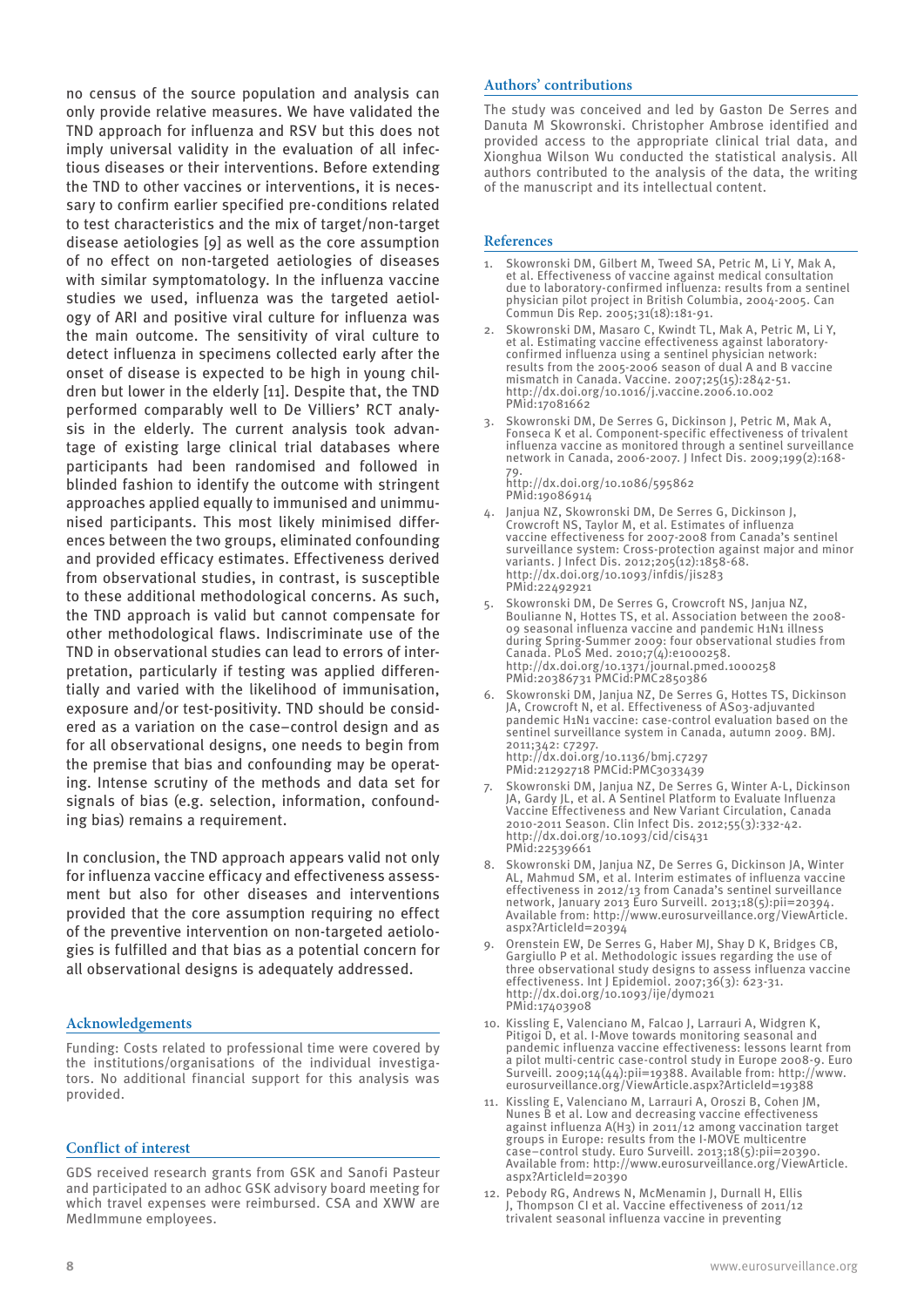no census of the source population and analysis can only provide relative measures. We have validated the TND approach for influenza and RSV but this does not imply universal validity in the evaluation of all infectious diseases or their interventions. Before extending the TND to other vaccines or interventions, it is necessary to confirm earlier specified pre-conditions related to test characteristics and the mix of target/non-target disease aetiologies [9] as well as the core assumption of no effect on non-targeted aetiologies of diseases with similar symptomatology. In the influenza vaccine studies we used, influenza was the targeted aetiology of ARI and positive viral culture for influenza was the main outcome. The sensitivity of viral culture to detect influenza in specimens collected early after the onset of disease is expected to be high in young children but lower in the elderly [11]. Despite that, the TND performed comparably well to De Villiers' RCT analysis in the elderly. The current analysis took advantage of existing large clinical trial databases where participants had been randomised and followed in blinded fashion to identify the outcome with stringent approaches applied equally to immunised and unimmunised participants. This most likely minimised differences between the two groups, eliminated confounding and provided efficacy estimates. Effectiveness derived from observational studies, in contrast, is susceptible to these additional methodological concerns. As such, the TND approach is valid but cannot compensate for other methodological flaws. Indiscriminate use of the TND in observational studies can lead to errors of interpretation, particularly if testing was applied differentially and varied with the likelihood of immunisation, exposure and/or test-positivity. TND should be considered as a variation on the case–control design and as for all observational designs, one needs to begin from the premise that bias and confounding may be operating. Intense scrutiny of the methods and data set for signals of bias (e.g. selection, information, confounding bias) remains a requirement.

In conclusion, the TND approach appears valid not only for influenza vaccine efficacy and effectiveness assessment but also for other diseases and interventions provided that the core assumption requiring no effect of the preventive intervention on non-targeted aetiologies is fulfilled and that bias as a potential concern for all observational designs is adequately addressed.

## Acknowledgements

Funding: Costs related to professional time were covered by the institutions/organisations of the individual investigators. No additional financial support for this analysis was provided.

## Conflict of interest

GDS received research grants from GSK and Sanofi Pasteur and participated to an adhoc GSK advisory board meeting for which travel expenses were reimbursed. CSA and XWW are MedImmune employees.

## Authors' contributions

The study was conceived and led by Gaston De Serres and Danuta M Skowronski. Christopher Ambrose identified and provided access to the appropriate clinical trial data, and Xionghua Wilson Wu conducted the statistical analysis. All authors contributed to the analysis of the data, the writing of the manuscript and its intellectual content.

## References

1. Skowronski DM, Gilbert M, Tweed SA, Petric M, Li Y, Mak A, et al. Effectiveness of vaccine against medical consultation due to laboratory-confirmed influenza: results from a sentinel physician pilot project in British Columbia, 2004-2005. Can Commun Dis Rep. 2005;31(18):181-91.
2. Skowronski DM, Masaro C, Kwindt TL, Mak A, Petric M, Li Y, et al. Estimating vaccine effectiveness against laboratory-confirmed influenza using a sentinel physician network: results from the 2005-2006 season of dual A and B vaccine mismatch in Canada. Vaccine. 2007;25(15):2842-51. http://dx.doi.org/10.1016/j.vaccine.2006.10.002 PMid:17081662
3. Skowronski DM, De Serres G, Dickinson J, Petric M, Mak A, Fonseca K et al. Component-specific effectiveness of trivalent influenza vaccine as monitored through a sentinel surveillance network in Canada, 2006-2007. J Infect Dis. 2009;199(2):168-79. http://dx.doi.org/10.1086/595862 PMid:19086914
4. Janjua NZ, Skowronski DM, De Serres G, Dickinson J, Crowcroft NS, Taylor M, et al. Estimates of influenza vaccine effectiveness for 2007-2008 from Canada's sentinel surveillance system: Cross-protection against major and minor variants. J Infect Dis. 2012;205(12):1858-68. http://dx.doi.org/10.1093/infdis/jis283 PMid:22492921
5. Skowronski DM, De Serres G, Crowcroft NS, Janjua NZ, Boulianne N, Hottes TS, et al. Association between the 2008-09 seasonal influenza vaccine and pandemic H1N1 illness during Spring-Summer 2009: four observational studies from Canada. PLoS Med. 2010;7(4):e1000258. http://dx.doi.org/10.1371/journal.pmed.1000258 PMid:20386731 PMCid:PMC2850386
6. Skowronski DM, Janjua NZ, De Serres G, Hottes TS, Dickinson JA, Crowcroft N, et al. Effectiveness of AS03-adjuvanted pandemic H1N1 vaccine: case-control evaluation based on the sentinel surveillance system in Canada, autumn 2009. BMJ. 2011;342: c7297. http://dx.doi.org/10.1136/bmj.c7297 PMid:21292718 PMCid:PMC3033439
7. Skowronski DM, Janjua NZ, De Serres G, Winter A-L, Dickinson JA, Gardy JL, et al. A Sentinel Platform to Evaluate Influenza Vaccine Effectiveness and New Variant Circulation, Canada 2010-2011 Season. Clin Infect Dis. 2012;55(3):332-42. http://dx.doi.org/10.1093/cid/cis431 PMid:22539661
8. Skowronski DM, Janjua NZ, De Serres G, Dickinson JA, Winter AL, Mahmud SM, et al. Interim estimates of influenza vaccine effectiveness in 2012/13 from Canada's sentinel surveillance network, January 2013 Euro Surveill. 2013;18(5):pii=20394. Available from: http://www.eurosurveillance.org/ViewArticle.aspx?ArticleId=20394
9. Orenstein EW, De Serres G, Haber MJ, Shay D K, Bridges CB, Gargiullo P et al. Methodologic issues regarding the use of three observational study designs to assess influenza vaccine effectiveness. Int J Epidemiol. 2007;36(3): 623-31. http://dx.doi.org/10.1093/ije/dym021 PMid:17403908
10. Kissling E, Valenciano M, Falcao J, Larrauri A, Widgren K, Pitigoi D, et al. I-Move towards monitoring seasonal and pandemic influenza vaccine effectiveness: lessons learnt from a pilot multi-centric case-control study in Europe 2008-9. Euro Surveill. 2009;14(44):pii=19388. Available from: http://www.eurosurveillance.org/ViewArticle.aspx?ArticleId=19388
11. Kissling E, Valenciano M, Larrauri A, Oroszi B, Cohen JM, Nunes B et al. Low and decreasing vaccine effectiveness against influenza A(H3) in 2011/12 among vaccination target groups in Europe: results from the I-MOVE multicentre case–control study. Euro Surveill. 2013;18(5):pii=20390. Available from: http://www.eurosurveillance.org/ViewArticle.aspx?ArticleId=20390
12. Pebody RG, Andrews N, McMenamin J, Durnall H, Ellis J, Thompson CI et al. Vaccine effectiveness of 2011/12 trivalent seasonal influenza vaccine in preventing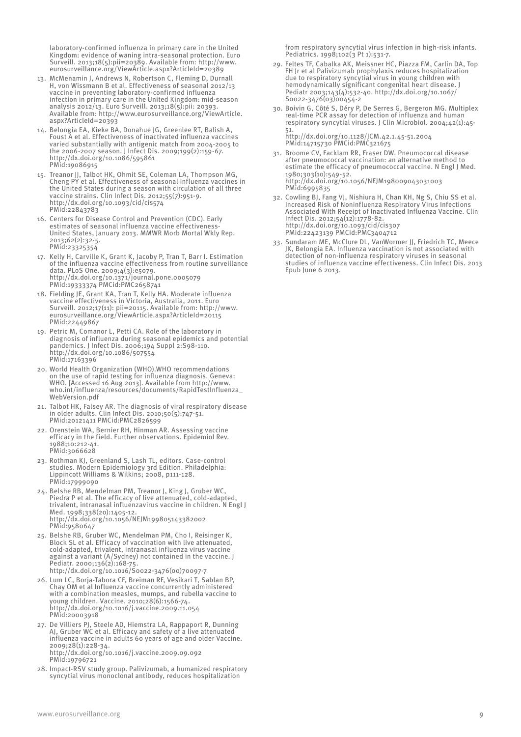laboratory-confirmed influenza in primary care in the United Kingdom: evidence of waning intra-seasonal protection. Euro Surveill. 2013;18(5):pii=20389. Available from: http://www.eurosurveillance.org/ViewArticle.aspx?ArticleId=20389

13. McMenamin J, Andrews N, Robertson C, Fleming D, Durnall H, von Wissmann B et al. Effectiveness of seasonal 2012/13 vaccine in preventing laboratory-confirmed influenza infection in primary care in the United Kingdom: mid-season analysis 2012/13. Euro Surveill. 2013;18(5):pii: 20393. Available from: http://www.eurosurveillance.org/ViewArticle.aspx?ArticleId=20393
14. Belongia EA, Kieke BA, Donahue JG, Greenlee RT, Balish A, Foust A et al. Effectiveness of inactivated influenza vaccines varied substantially with antigenic match from 2004-2005 to the 2006-2007 season. J Infect Dis. 2009;199(2):159-67. http://dx.doi.org/10.1086/595861 PMid:19086915
15. Treanor JJ, Talbot HK, Ohmit SE, Coleman LA, Thompson MG, Cheng PY et al. Effectiveness of seasonal influenza vaccines in the United States during a season with circulation of all three vaccine strains. Clin Infect Dis. 2012;55(7):951-9. http://dx.doi.org/10.1093/cid/cis574 PMid:22843783
16. Centers for Disease Control and Prevention (CDC). Early estimates of seasonal influenza vaccine effectiveness- United States, January 2013. MMWR Morb Mortal Wkly Rep. 2013;62(2):32-5. PMid:23325354
17. Kelly H, Carville K, Grant K, Jacoby P, Tran T, Barr I. Estimation of the influenza vaccine effectiveness from routine surveillance data. PLoS One. 2009;4(3):e5079. http://dx.doi.org/10.1371/journal.pone.0005079 PMid:19333374 PMCid:PMC2658741
18. Fielding JE, Grant KA, Tran T, Kelly HA. Moderate influenza vaccine effectiveness in Victoria, Australia, 2011. Euro Surveill. 2012;17(11): pii=20115. Available from: http://www.eurosurveillance.org/ViewArticle.aspx?ArticleId=20115 PMid:22449867
19. Petric M, Comanor L, Petti CA. Role of the laboratory in diagnosis of influenza during seasonal epidemics and potential pandemics. J Infect Dis. 2006;194 Suppl 2:S98-110. http://dx.doi.org/10.1086/507554 PMid:17163396
20. World Health Organization (WHO).WHO recommendations on the use of rapid testing for influenza diagnosis. Geneva: WHO. [Accessed 16 Aug 2013]. Available from http://www.who.int/influenza/resources/documents/RapidTestInfluenza_WebVersion.pdf
21. Talbot HK, Falsey AR. The diagnosis of viral respiratory disease in older adults. Clin Infect Dis. 2010;50(5):747-51. PMid:20121411 PMCid:PMC2826599
22. Orenstein WA, Bernier RH, Hinman AR. Assessing vaccine efficacy in the field. Further observations. Epidemiol Rev. 1988;10:212-41. PMid:3066628
23. Rothman KJ, Greenland S, Lash TL, editors. Case-control studies. Modern Epidemiology 3rd Edition. Philadelphia: Lippincott Williams & Wilkins; 2008, p111-128. PMid:17999090
24. Belshe RB, Mendelman PM, Treanor J, King J, Gruber WC, Piedra P et al. The efficacy of live attenuated, cold-adapted, trivalent, intranasal influenzavirus vaccine in children. N Engl J Med. 1998;338(20):1405-12. http://dx.doi.org/10.1056/NEJM199805143382002 PMid:9580647
25. Belshe RB, Gruber WC, Mendelman PM, Cho I, Reisinger K, Block SL et al. Efficacy of vaccination with live attenuated, cold-adapted, trivalent, intranasal influenza virus vaccine against a variant (A/Sydney) not contained in the vaccine. J Pediatr. 2000;136(2):168-75. http://dx.doi.org/10.1016/S0022-3476(00)70097-7
26. Lum LC, Borja-Tabora CF, Breiman RF, Vesikari T, Sablan BP, Chay OM et al Influenza vaccine concurrently administered with a combination measles, mumps, and rubella vaccine to young children. Vaccine. 2010;28(6):1566-74. http://dx.doi.org/10.1016/j.vaccine.2009.11.054 PMid:20003918
27. De Villiers PJ, Steele AD, Hiemstra LA, Rappaport R, Dunning AJ, Gruber WC et al. Efficacy and safety of a live attenuated influenza vaccine in adults 60 years of age and older Vaccine. 2009;28(1):228-34. http://dx.doi.org/10.1016/j.vaccine.2009.09.092 PMid:19796721
28. Impact-RSV study group. Palivizumab, a humanized respiratory syncytial virus monoclonal antibody, reduces hospitalization from respiratory syncytial virus infection in high-risk infants. Pediatrics. 1998;102(3 Pt 1):531-7.
29. Feltes TF, Cabalka AK, Meissner HC, Piazza FM, Carlin DA, Top FH Jr et al Palivizumab prophylaxis reduces hospitalization due to respiratory syncytial virus in young children with hemodynamically significant congenital heart disease. J Pediatr 2003;143(4):532-40. http://dx.doi.org/10.1067/S0022-3476(03)00454-2
30. Boivin G, Côté S, Déry P, De Serres G, Bergeron MG. Multiplex real-time PCR assay for detection of influenza and human respiratory syncytial viruses. J Clin Microbiol. 2004;42(1):45-51. http://dx.doi.org/10.1128/JCM.42.1.45-51.2004 PMid:14715730 PMCid:PMC321675
31. Broome CV, Facklam RR, Fraser DW. Pneumococcal disease after pneumococcal vaccination: an alternative method to estimate the efficacy of pneumococcal vaccine. N Engl J Med. 1980;303(10):549-52. http://dx.doi.org/10.1056/NEJM198009043031003 PMid:6995835
32. Cowling BJ, Fang VJ, Nishiura H, Chan KH, Ng S, Chiu SS et al. Increased Risk of Noninfluenza Respiratory Virus Infections Associated With Receipt of Inactivated Influenza Vaccine. Clin Infect Dis. 2012;54(12):1778-82. http://dx.doi.org/10.1093/cid/cis307 PMid:22423139 PMCid:PMC3404712
33. Sundaram ME, McClure DL, VanWormer JJ, Friedrich TC, Meece JK, Belongia EA. Influenza vaccination is not associated with detection of non-influenza respiratory viruses in seasonal studies of influenza vaccine effectiveness. Clin Infect Dis. 2013 Epub June 6 2013.